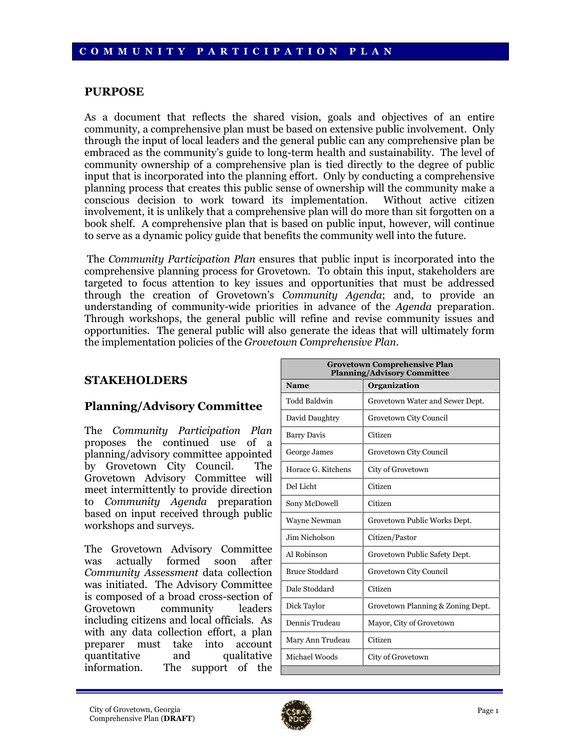# COMMUNITY PARTICIPATION PLAN

## PURPOSE

As a document that reflects the shared vision, goals and objectives of an entire community, a comprehensive plan must be based on extensive public involvement. Only through the input of local leaders and the general public can any comprehensive plan be embraced as the community's guide to long-term health and sustainability. The level of community ownership of a comprehensive plan is tied directly to the degree of public input that is incorporated into the planning effort. Only by conducting a comprehensive planning process that creates this public sense of ownership will the community make a conscious decision to work toward its implementation. Without active citizen involvement, it is unlikely that a comprehensive plan will do more than sit forgotten on a book shelf. A comprehensive plan that is based on public input, however, will continue to serve as a dynamic policy guide that benefits the community well into the future.

The *Community Participation Plan* ensures that public input is incorporated into the comprehensive planning process for Grovetown. To obtain this input, stakeholders are targeted to focus attention to key issues and opportunities that must be addressed through the creation of Grovetown's *Community Agenda*; and, to provide an understanding of community-wide priorities in advance of the *Agenda* preparation. Through workshops, the general public will refine and revise community issues and opportunities. The general public will also generate the ideas that will ultimately form the implementation policies of the *Grovetown Comprehensive Plan*.

## STAKEHOLDERS

### Planning/Advisory Committee

The *Community Participation Plan* proposes the continued use of a planning/advisory committee appointed by Grovetown City Council. The Grovetown Advisory Committee will meet intermittently to provide direction to *Community Agenda* preparation based on input received through public workshops and surveys.

The Grovetown Advisory Committee was actually formed soon after *Community Assessment* data collection was initiated. The Advisory Committee is composed of a broad cross-section of Grovetown community leaders including citizens and local officials. As with any data collection effort, a plan preparer must take into account quantitative and qualitative information. The support of the

**Grovetown Comprehensive Plan Planning/Advisory Committee**

| Name | Organization |
|---|---|
| Todd Baldwin | Grovetown Water and Sewer Dept. |
| David Daughtry | Grovetown City Council |
| Barry Davis | Citizen |
| George James | Grovetown City Council |
| Horace G. Kitchens | City of Grovetown |
| Del Licht | Citizen |
| Sony McDowell | Citizen |
| Wayne Newman | Grovetown Public Works Dept. |
| Jim Nicholson | Citizen/Pastor |
| Al Robinson | Grovetown Public Safety Dept. |
| Bruce Stoddard | Grovetown City Council |
| Dale Stoddard | Citizen |
| Dick Taylor | Grovetown Planning & Zoning Dept. |
| Dennis Trudeau | Mayor, City of Grovetown |
| Mary Ann Trudeau | Citizen |
| Michael Woods | City of Grovetown |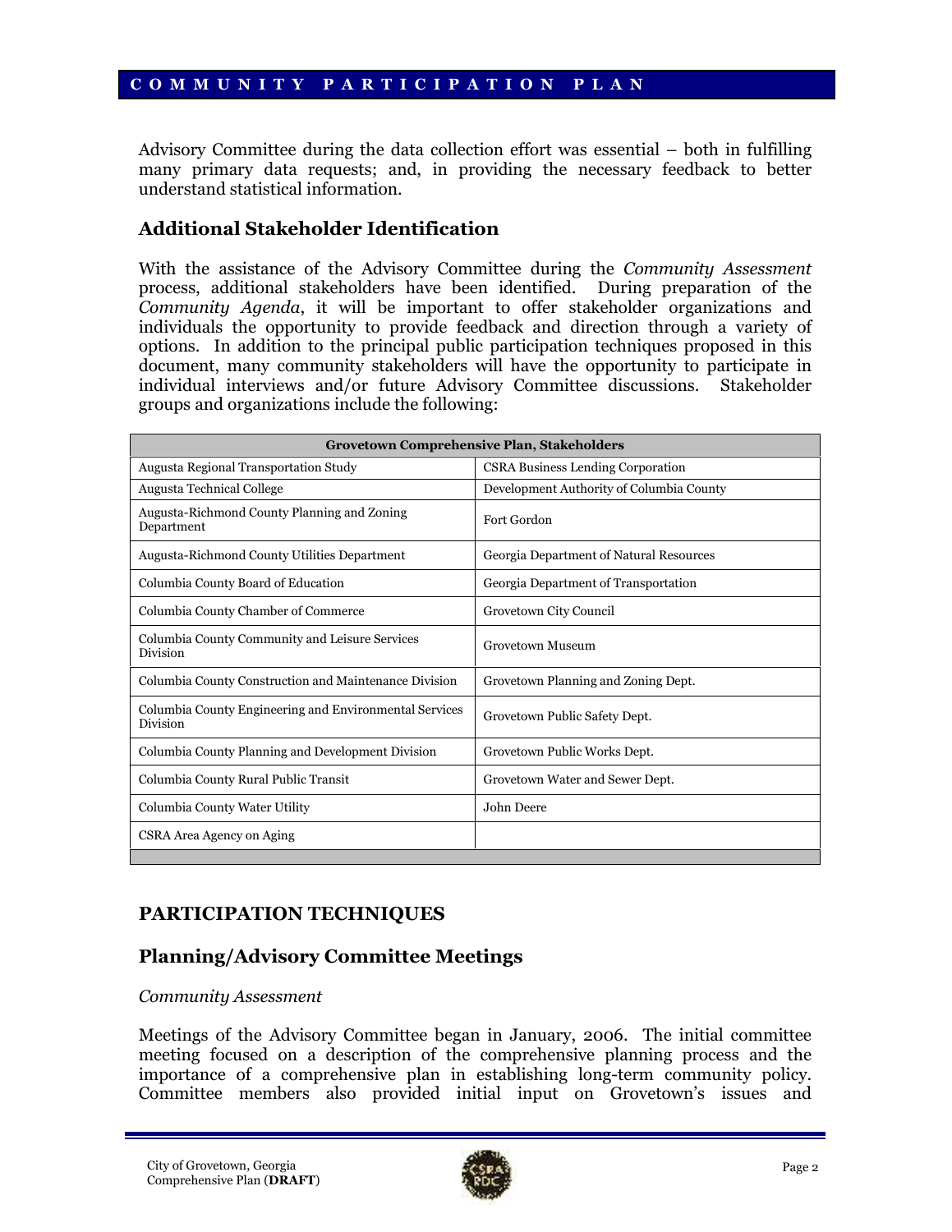Advisory Committee during the data collection effort was essential – both in fulfilling many primary data requests; and, in providing the necessary feedback to better understand statistical information.

## Additional Stakeholder Identification

With the assistance of the Advisory Committee during the *Community Assessment* process, additional stakeholders have been identified. During preparation of the *Community Agenda*, it will be important to offer stakeholder organizations and individuals the opportunity to provide feedback and direction through a variety of options. In addition to the principal public participation techniques proposed in this document, many community stakeholders will have the opportunity to participate in individual interviews and/or future Advisory Committee discussions. Stakeholder groups and organizations include the following:

| **Grovetown Comprehensive Plan, Stakeholders** | |
|---|---|
| Augusta Regional Transportation Study | CSRA Business Lending Corporation |
| Augusta Technical College | Development Authority of Columbia County |
| Augusta-Richmond County Planning and Zoning Department | Fort Gordon |
| Augusta-Richmond County Utilities Department | Georgia Department of Natural Resources |
| Columbia County Board of Education | Georgia Department of Transportation |
| Columbia County Chamber of Commerce | Grovetown City Council |
| Columbia County Community and Leisure Services Division | Grovetown Museum |
| Columbia County Construction and Maintenance Division | Grovetown Planning and Zoning Dept. |
| Columbia County Engineering and Environmental Services Division | Grovetown Public Safety Dept. |
| Columbia County Planning and Development Division | Grovetown Public Works Dept. |
| Columbia County Rural Public Transit | Grovetown Water and Sewer Dept. |
| Columbia County Water Utility | John Deere |
| CSRA Area Agency on Aging | |

# PARTICIPATION TECHNIQUES

## Planning/Advisory Committee Meetings

*Community Assessment*

Meetings of the Advisory Committee began in January, 2006. The initial committee meeting focused on a description of the comprehensive planning process and the importance of a comprehensive plan in establishing long-term community policy. Committee members also provided initial input on Grovetown's issues and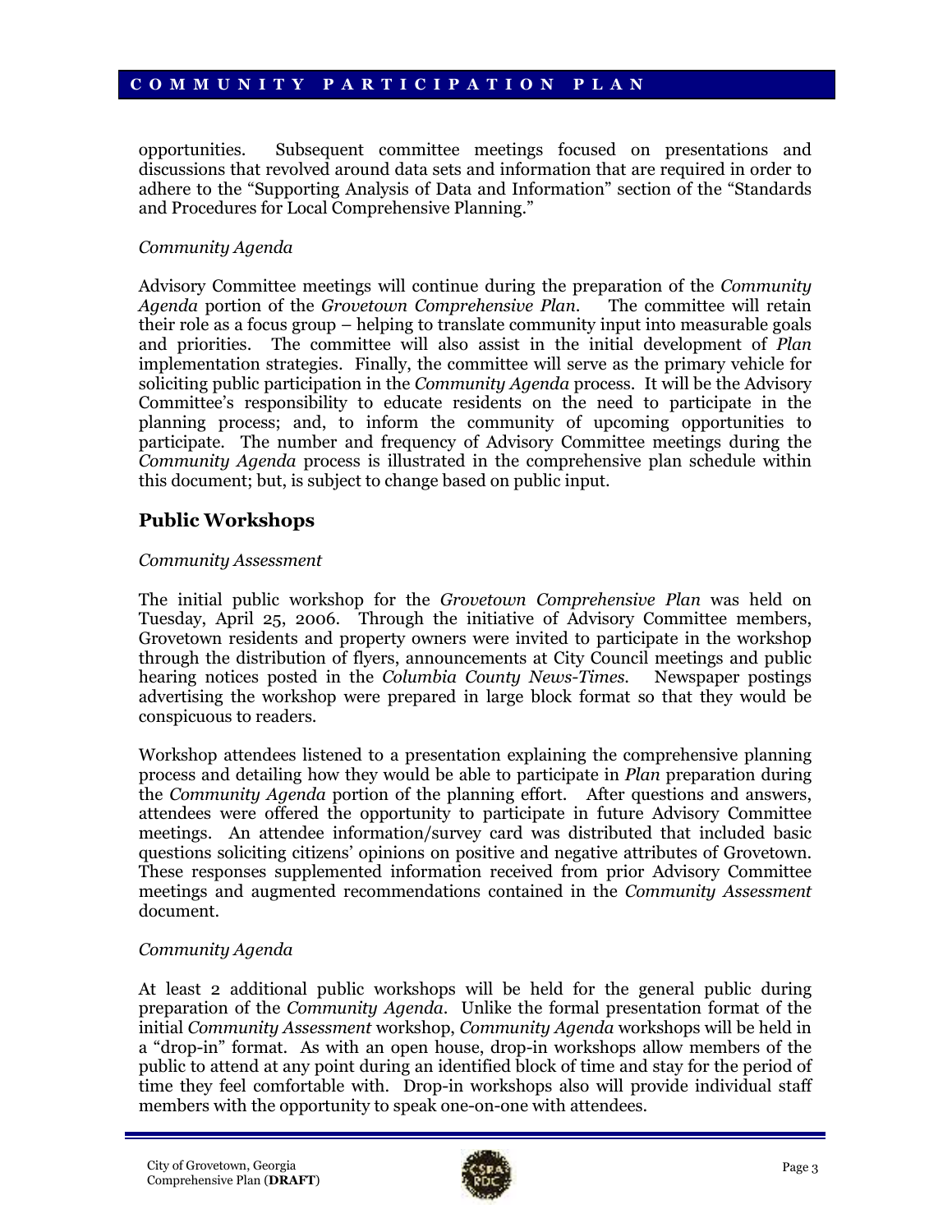opportunities. Subsequent committee meetings focused on presentations and discussions that revolved around data sets and information that are required in order to adhere to the "Supporting Analysis of Data and Information" section of the "Standards and Procedures for Local Comprehensive Planning."

*Community Agenda*

Advisory Committee meetings will continue during the preparation of the *Community Agenda* portion of the *Grovetown Comprehensive Plan*. The committee will retain their role as a focus group – helping to translate community input into measurable goals and priorities. The committee will also assist in the initial development of *Plan* implementation strategies. Finally, the committee will serve as the primary vehicle for soliciting public participation in the *Community Agenda* process. It will be the Advisory Committee's responsibility to educate residents on the need to participate in the planning process; and, to inform the community of upcoming opportunities to participate. The number and frequency of Advisory Committee meetings during the *Community Agenda* process is illustrated in the comprehensive plan schedule within this document; but, is subject to change based on public input.

## Public Workshops

*Community Assessment*

The initial public workshop for the *Grovetown Comprehensive Plan* was held on Tuesday, April 25, 2006. Through the initiative of Advisory Committee members, Grovetown residents and property owners were invited to participate in the workshop through the distribution of flyers, announcements at City Council meetings and public hearing notices posted in the *Columbia County News-Times*. Newspaper postings advertising the workshop were prepared in large block format so that they would be conspicuous to readers.

Workshop attendees listened to a presentation explaining the comprehensive planning process and detailing how they would be able to participate in *Plan* preparation during the *Community Agenda* portion of the planning effort. After questions and answers, attendees were offered the opportunity to participate in future Advisory Committee meetings. An attendee information/survey card was distributed that included basic questions soliciting citizens' opinions on positive and negative attributes of Grovetown. These responses supplemented information received from prior Advisory Committee meetings and augmented recommendations contained in the *Community Assessment* document.

*Community Agenda*

At least 2 additional public workshops will be held for the general public during preparation of the *Community Agenda*. Unlike the formal presentation format of the initial *Community Assessment* workshop, *Community Agenda* workshops will be held in a "drop-in" format. As with an open house, drop-in workshops allow members of the public to attend at any point during an identified block of time and stay for the period of time they feel comfortable with. Drop-in workshops also will provide individual staff members with the opportunity to speak one-on-one with attendees.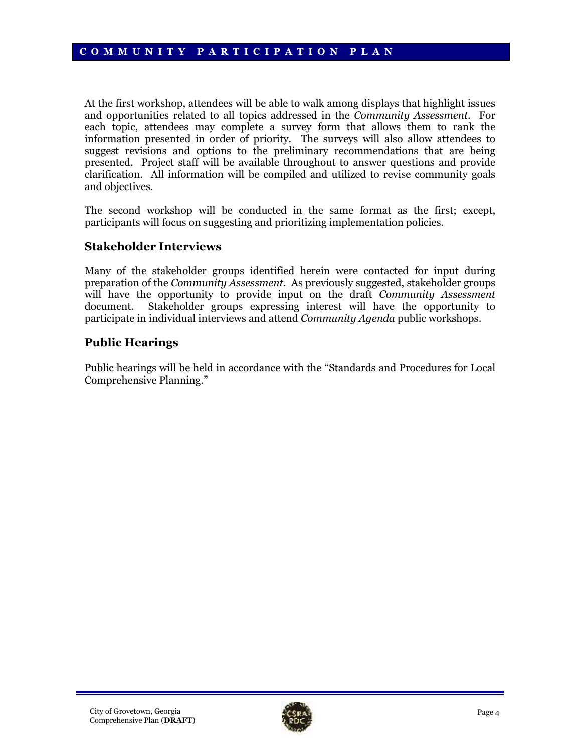At the first workshop, attendees will be able to walk among displays that highlight issues and opportunities related to all topics addressed in the *Community Assessment*. For each topic, attendees may complete a survey form that allows them to rank the information presented in order of priority. The surveys will also allow attendees to suggest revisions and options to the preliminary recommendations that are being presented. Project staff will be available throughout to answer questions and provide clarification. All information will be compiled and utilized to revise community goals and objectives.

The second workshop will be conducted in the same format as the first; except, participants will focus on suggesting and prioritizing implementation policies.

## Stakeholder Interviews

Many of the stakeholder groups identified herein were contacted for input during preparation of the *Community Assessment*. As previously suggested, stakeholder groups will have the opportunity to provide input on the draft *Community Assessment* document. Stakeholder groups expressing interest will have the opportunity to participate in individual interviews and attend *Community Agenda* public workshops.

## Public Hearings

Public hearings will be held in accordance with the "Standards and Procedures for Local Comprehensive Planning."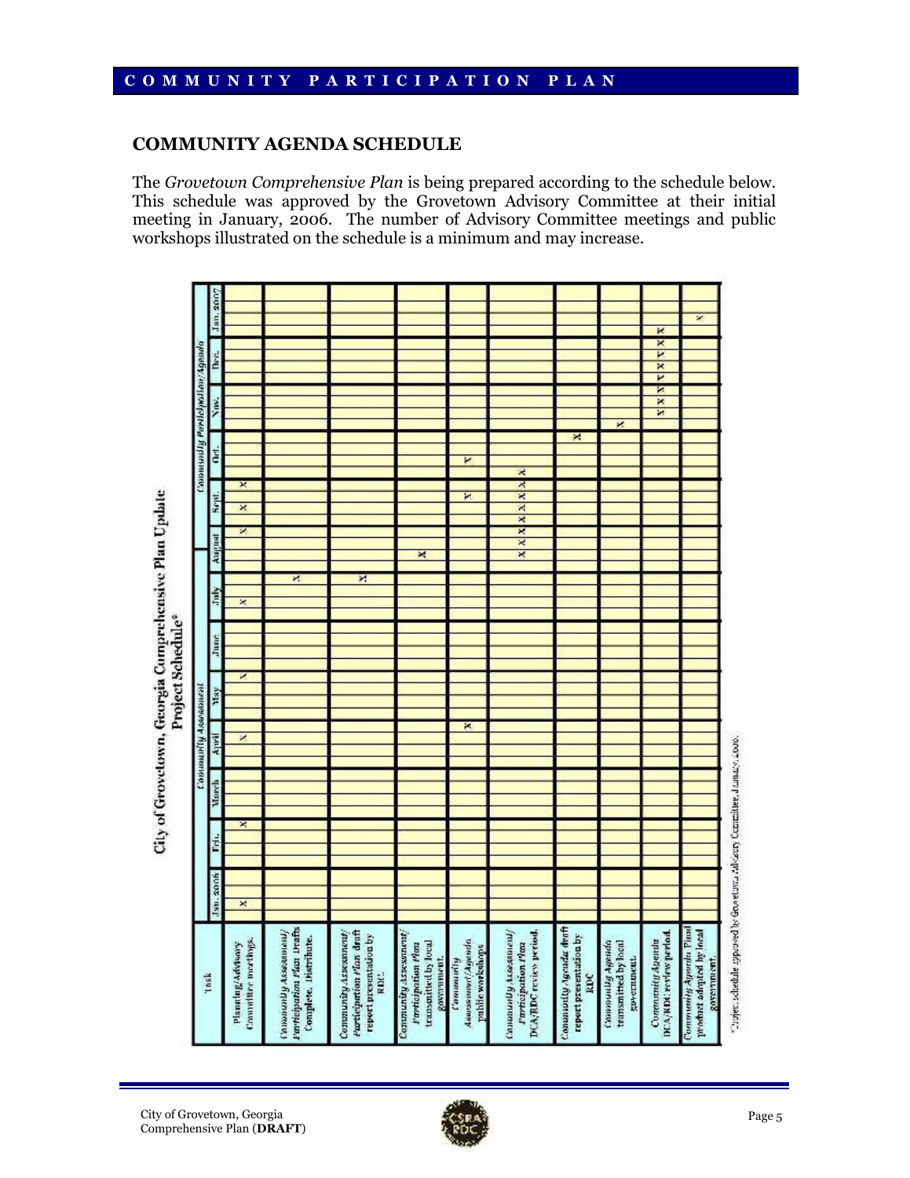## COMMUNITY AGENDA SCHEDULE

The *Grovetown Comprehensive Plan* is being prepared according to the schedule below. This schedule was approved by the Grovetown Advisory Committee at their initial meeting in January, 2006. The number of Advisory Committee meetings and public workshops illustrated on the schedule is a minimum and may increase.

**City of Grovetown, Georgia Comprehensive Plan Update**
**Project Schedule***

| Task | Community Assessment | | | | | | | | Community Participation/Agenda | | | | |
|---|---|---|---|---|---|---|---|---|---|---|---|---|---|
| | Jan. 2006 | Feb. | March | April | May | June | July | August | Sept. | Oct. | Nov. | Dec. | Jan. 2007 |
| Planning/Advisory Committee meetings. | x | x | | x | x | | x | | x x x | | | | |
| *Community Assessment/ Participation Plan* Drafts Complete. Distribute. | | | | | | | x | | | | | | |
| *Community Assessment/ Participation Plan* draft report presentation by RDC. | | | | | | | x | | | | | | |
| *Community Assessment/ Participation Plan* transmitted by local government. | | | | | | | | x | | | | | |
| *Community Assessment/Agenda* public workshops | | | | x | | | | | x | x | | | |
| *Community Assessment/ Participation Plan* DCA/RDC review period. | | | | | | | | x x | x x x | | | | |
| *Community Agenda* draft report presentation by RDC | | | | | | | | | | x | | | |
| *Community Agenda* transmitted by local government. | | | | | | | | | | | x | | |
| *Community Agenda* DCA/RDC review period. | | | | | | | | | | | x x | x x x | |
| *Community Agenda* Final product adopted by local government. | | | | | | | | | | | | | x |

*Project schedule approved by Grovetown Advisory Committee, January, 2006.